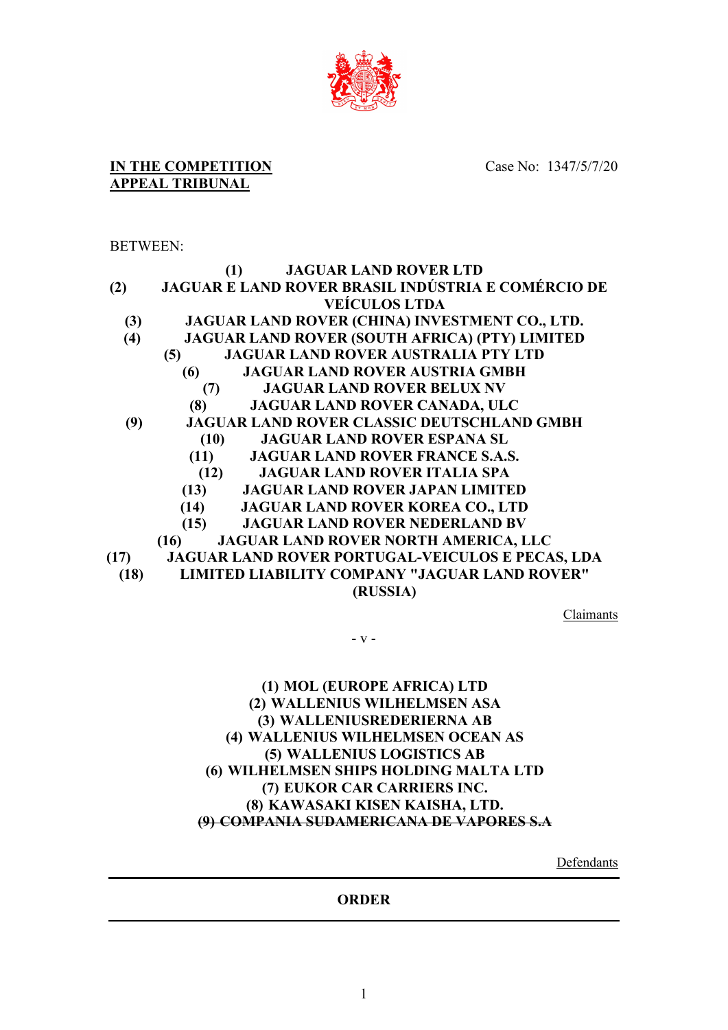**<u>IN THE COMPETITION APPEAL TRIBUNAL</u>**

Case No: 1347/5/7/20

BETWEEN:

**(1) JAGUAR LAND ROVER LTD**
**(2) JAGUAR E LAND ROVER BRASIL INDÚSTRIA E COMÉRCIO DE VEÍCULOS LTDA**
**(3) JAGUAR LAND ROVER (CHINA) INVESTMENT CO., LTD.**
**(4) JAGUAR LAND ROVER (SOUTH AFRICA) (PTY) LIMITED**
**(5) JAGUAR LAND ROVER AUSTRALIA PTY LTD**
**(6) JAGUAR LAND ROVER AUSTRIA GMBH**
**(7) JAGUAR LAND ROVER BELUX NV**
**(8) JAGUAR LAND ROVER CANADA, ULC**
**(9) JAGUAR LAND ROVER CLASSIC DEUTSCHLAND GMBH**
**(10) JAGUAR LAND ROVER ESPANA SL**
**(11) JAGUAR LAND ROVER FRANCE S.A.S.**
**(12) JAGUAR LAND ROVER ITALIA SPA**
**(13) JAGUAR LAND ROVER JAPAN LIMITED**
**(14) JAGUAR LAND ROVER KOREA CO., LTD**
**(15) JAGUAR LAND ROVER NEDERLAND BV**
**(16) JAGUAR LAND ROVER NORTH AMERICA, LLC**
**(17) JAGUAR LAND ROVER PORTUGAL-VEICULOS E PECAS, LDA**
**(18) LIMITED LIABILITY COMPANY "JAGUAR LAND ROVER" (RUSSIA)**

<u>Claimants</u>

- v -

**(1) MOL (EUROPE AFRICA) LTD**
**(2) WALLENIUS WILHELMSEN ASA**
**(3) WALLENIUSREDERIERNA AB**
**(4) WALLENIUS WILHELMSEN OCEAN AS**
**(5) WALLENIUS LOGISTICS AB**
**(6) WILHELMSEN SHIPS HOLDING MALTA LTD**
**(7) EUKOR CAR CARRIERS INC.**
**(8) KAWASAKI KISEN KAISHA, LTD.**
**~~(9) COMPANIA SUDAMERICANA DE VAPORES S.A~~**

<u>Defendants</u>

---

**ORDER**

---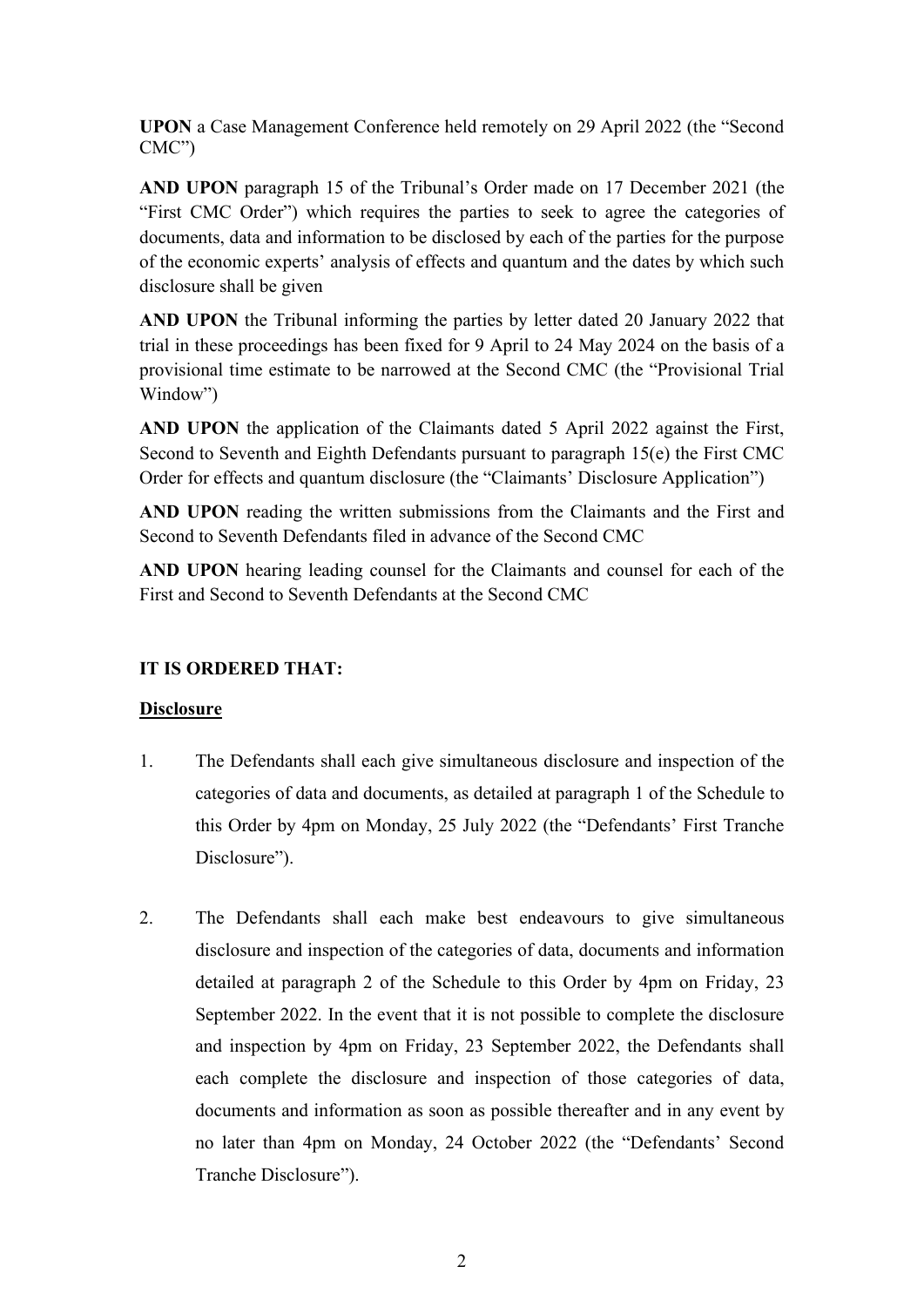**UPON** a Case Management Conference held remotely on 29 April 2022 (the "Second CMC")

**AND UPON** paragraph 15 of the Tribunal's Order made on 17 December 2021 (the "First CMC Order") which requires the parties to seek to agree the categories of documents, data and information to be disclosed by each of the parties for the purpose of the economic experts' analysis of effects and quantum and the dates by which such disclosure shall be given

**AND UPON** the Tribunal informing the parties by letter dated 20 January 2022 that trial in these proceedings has been fixed for 9 April to 24 May 2024 on the basis of a provisional time estimate to be narrowed at the Second CMC (the "Provisional Trial Window")

**AND UPON** the application of the Claimants dated 5 April 2022 against the First, Second to Seventh and Eighth Defendants pursuant to paragraph 15(e) the First CMC Order for effects and quantum disclosure (the "Claimants' Disclosure Application")

**AND UPON** reading the written submissions from the Claimants and the First and Second to Seventh Defendants filed in advance of the Second CMC

**AND UPON** hearing leading counsel for the Claimants and counsel for each of the First and Second to Seventh Defendants at the Second CMC

**IT IS ORDERED THAT:**

**Disclosure**

1. The Defendants shall each give simultaneous disclosure and inspection of the categories of data and documents, as detailed at paragraph 1 of the Schedule to this Order by 4pm on Monday, 25 July 2022 (the "Defendants' First Tranche Disclosure").

2. The Defendants shall each make best endeavours to give simultaneous disclosure and inspection of the categories of data, documents and information detailed at paragraph 2 of the Schedule to this Order by 4pm on Friday, 23 September 2022. In the event that it is not possible to complete the disclosure and inspection by 4pm on Friday, 23 September 2022, the Defendants shall each complete the disclosure and inspection of those categories of data, documents and information as soon as possible thereafter and in any event by no later than 4pm on Monday, 24 October 2022 (the "Defendants' Second Tranche Disclosure").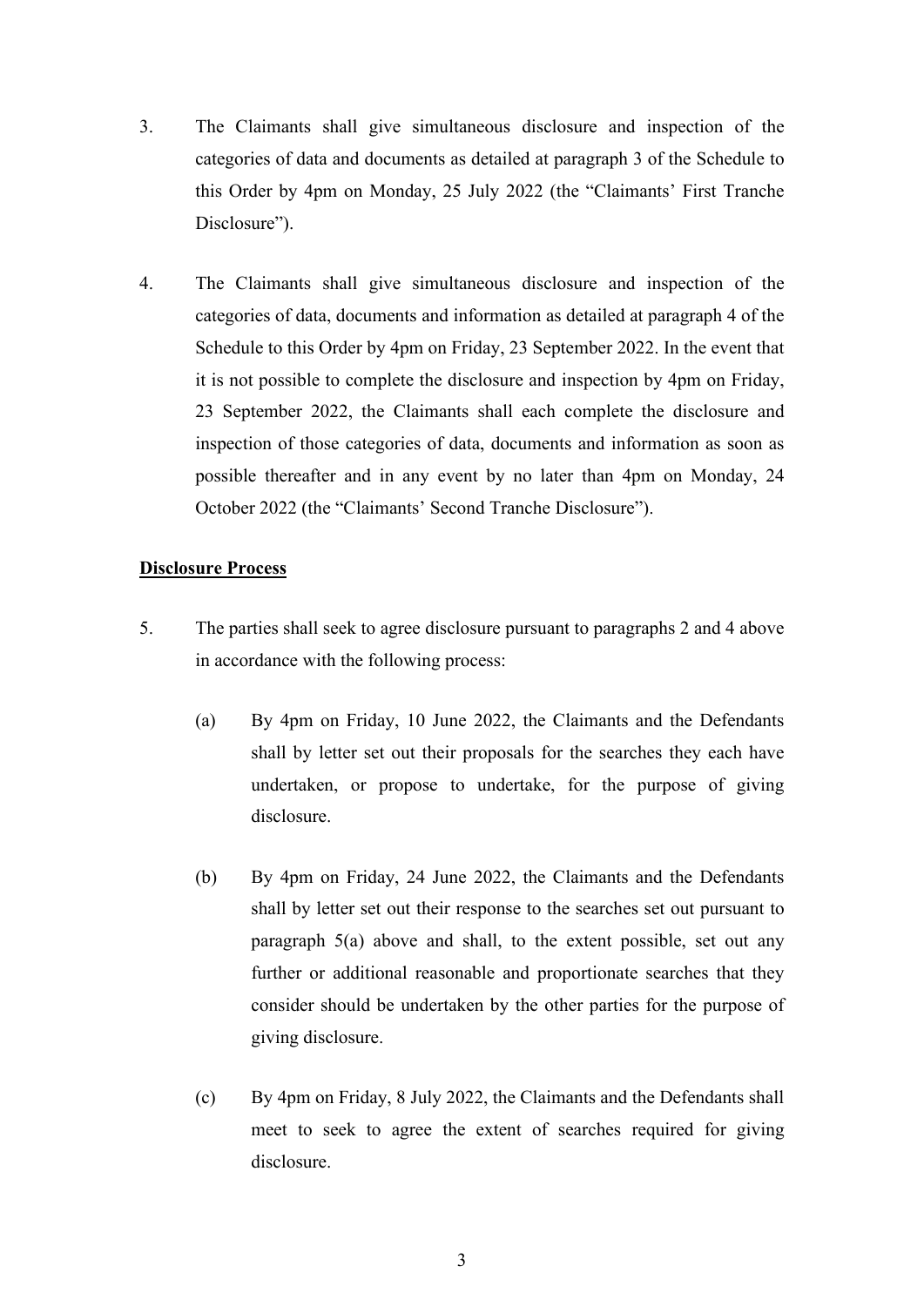3. The Claimants shall give simultaneous disclosure and inspection of the categories of data and documents as detailed at paragraph 3 of the Schedule to this Order by 4pm on Monday, 25 July 2022 (the "Claimants' First Tranche Disclosure").

4. The Claimants shall give simultaneous disclosure and inspection of the categories of data, documents and information as detailed at paragraph 4 of the Schedule to this Order by 4pm on Friday, 23 September 2022. In the event that it is not possible to complete the disclosure and inspection by 4pm on Friday, 23 September 2022, the Claimants shall each complete the disclosure and inspection of those categories of data, documents and information as soon as possible thereafter and in any event by no later than 4pm on Monday, 24 October 2022 (the "Claimants' Second Tranche Disclosure").

**Disclosure Process**

5. The parties shall seek to agree disclosure pursuant to paragraphs 2 and 4 above in accordance with the following process:

   (a) By 4pm on Friday, 10 June 2022, the Claimants and the Defendants shall by letter set out their proposals for the searches they each have undertaken, or propose to undertake, for the purpose of giving disclosure.

   (b) By 4pm on Friday, 24 June 2022, the Claimants and the Defendants shall by letter set out their response to the searches set out pursuant to paragraph 5(a) above and shall, to the extent possible, set out any further or additional reasonable and proportionate searches that they consider should be undertaken by the other parties for the purpose of giving disclosure.

   (c) By 4pm on Friday, 8 July 2022, the Claimants and the Defendants shall meet to seek to agree the extent of searches required for giving disclosure.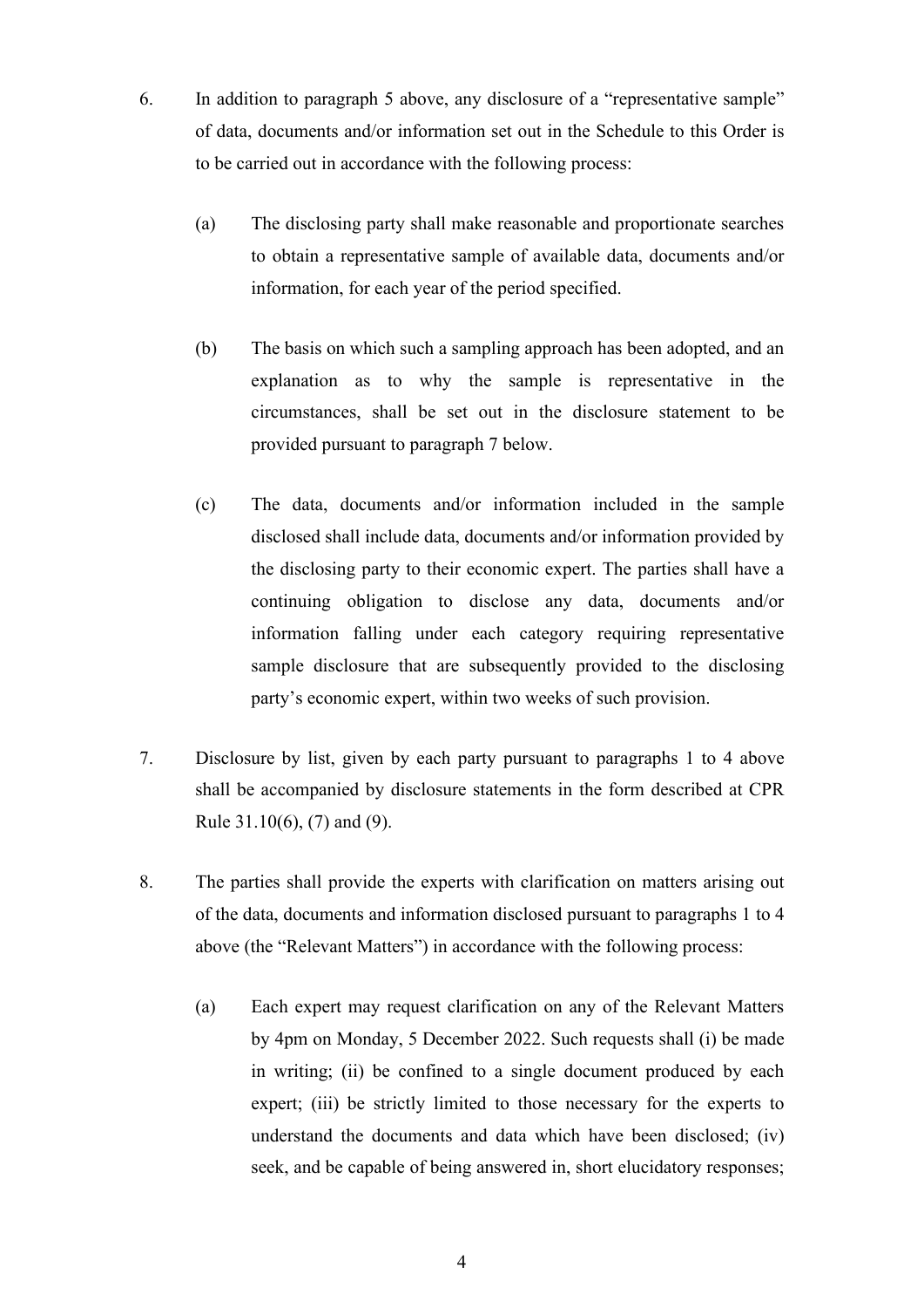6. In addition to paragraph 5 above, any disclosure of a "representative sample" of data, documents and/or information set out in the Schedule to this Order is to be carried out in accordance with the following process:

   (a) The disclosing party shall make reasonable and proportionate searches to obtain a representative sample of available data, documents and/or information, for each year of the period specified.

   (b) The basis on which such a sampling approach has been adopted, and an explanation as to why the sample is representative in the circumstances, shall be set out in the disclosure statement to be provided pursuant to paragraph 7 below.

   (c) The data, documents and/or information included in the sample disclosed shall include data, documents and/or information provided by the disclosing party to their economic expert. The parties shall have a continuing obligation to disclose any data, documents and/or information falling under each category requiring representative sample disclosure that are subsequently provided to the disclosing party's economic expert, within two weeks of such provision.

7. Disclosure by list, given by each party pursuant to paragraphs 1 to 4 above shall be accompanied by disclosure statements in the form described at CPR Rule 31.10(6), (7) and (9).

8. The parties shall provide the experts with clarification on matters arising out of the data, documents and information disclosed pursuant to paragraphs 1 to 4 above (the "Relevant Matters") in accordance with the following process:

   (a) Each expert may request clarification on any of the Relevant Matters by 4pm on Monday, 5 December 2022. Such requests shall (i) be made in writing; (ii) be confined to a single document produced by each expert; (iii) be strictly limited to those necessary for the experts to understand the documents and data which have been disclosed; (iv) seek, and be capable of being answered in, short elucidatory responses;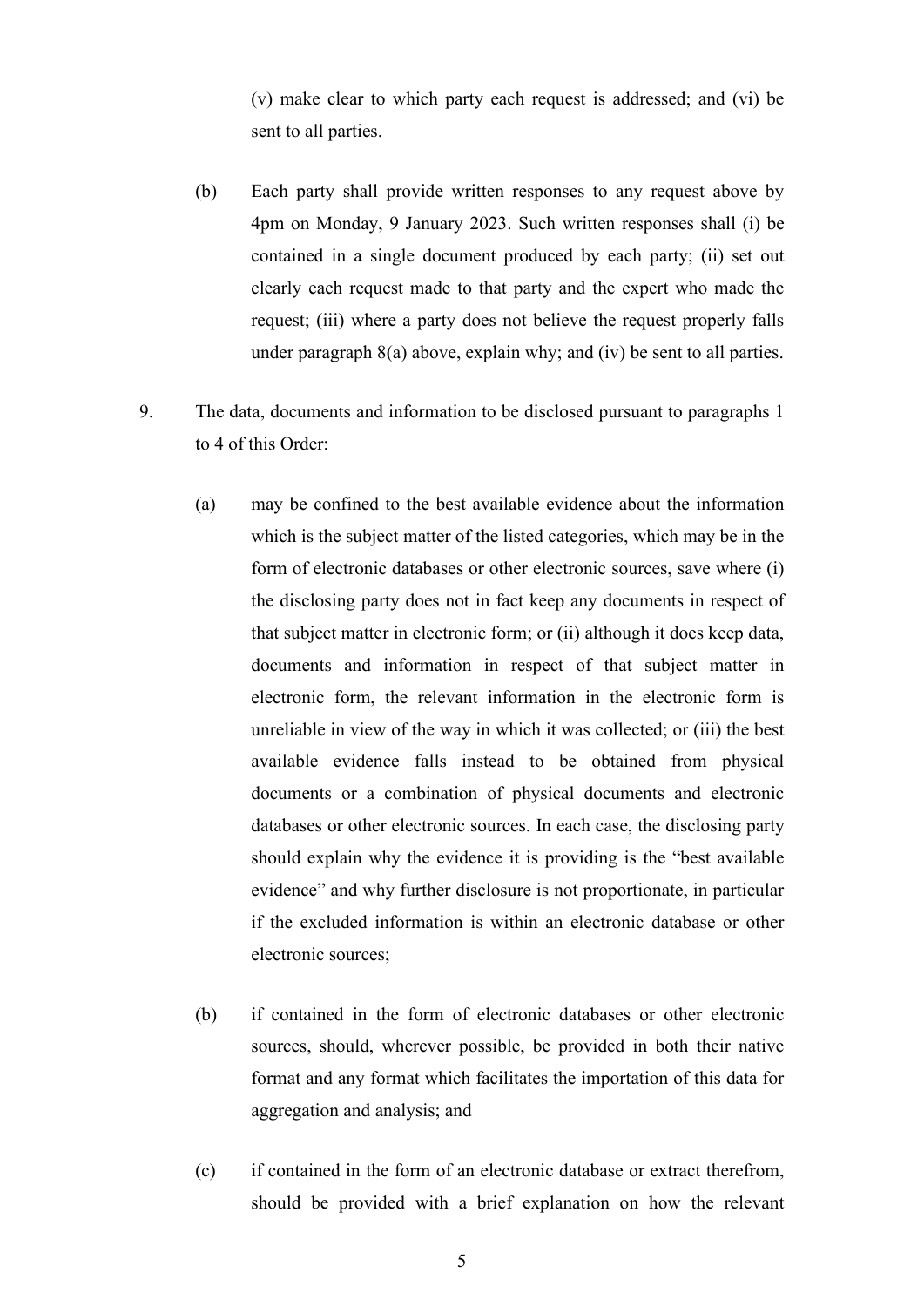(v) make clear to which party each request is addressed; and (vi) be sent to all parties.

(b) Each party shall provide written responses to any request above by 4pm on Monday, 9 January 2023. Such written responses shall (i) be contained in a single document produced by each party; (ii) set out clearly each request made to that party and the expert who made the request; (iii) where a party does not believe the request properly falls under paragraph 8(a) above, explain why; and (iv) be sent to all parties.

9. The data, documents and information to be disclosed pursuant to paragraphs 1 to 4 of this Order:

(a) may be confined to the best available evidence about the information which is the subject matter of the listed categories, which may be in the form of electronic databases or other electronic sources, save where (i) the disclosing party does not in fact keep any documents in respect of that subject matter in electronic form; or (ii) although it does keep data, documents and information in respect of that subject matter in electronic form, the relevant information in the electronic form is unreliable in view of the way in which it was collected; or (iii) the best available evidence falls instead to be obtained from physical documents or a combination of physical documents and electronic databases or other electronic sources. In each case, the disclosing party should explain why the evidence it is providing is the "best available evidence" and why further disclosure is not proportionate, in particular if the excluded information is within an electronic database or other electronic sources;

(b) if contained in the form of electronic databases or other electronic sources, should, wherever possible, be provided in both their native format and any format which facilitates the importation of this data for aggregation and analysis; and

(c) if contained in the form of an electronic database or extract therefrom, should be provided with a brief explanation on how the relevant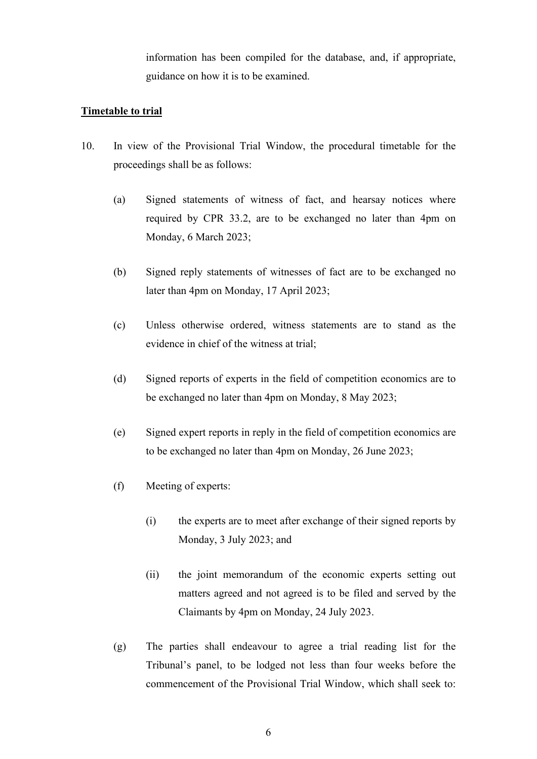information has been compiled for the database, and, if appropriate, guidance on how it is to be examined.

**Timetable to trial**

10. In view of the Provisional Trial Window, the procedural timetable for the proceedings shall be as follows:

    (a) Signed statements of witness of fact, and hearsay notices where required by CPR 33.2, are to be exchanged no later than 4pm on Monday, 6 March 2023;

    (b) Signed reply statements of witnesses of fact are to be exchanged no later than 4pm on Monday, 17 April 2023;

    (c) Unless otherwise ordered, witness statements are to stand as the evidence in chief of the witness at trial;

    (d) Signed reports of experts in the field of competition economics are to be exchanged no later than 4pm on Monday, 8 May 2023;

    (e) Signed expert reports in reply in the field of competition economics are to be exchanged no later than 4pm on Monday, 26 June 2023;

    (f) Meeting of experts:

        (i) the experts are to meet after exchange of their signed reports by Monday, 3 July 2023; and

        (ii) the joint memorandum of the economic experts setting out matters agreed and not agreed is to be filed and served by the Claimants by 4pm on Monday, 24 July 2023.

    (g) The parties shall endeavour to agree a trial reading list for the Tribunal's panel, to be lodged not less than four weeks before the commencement of the Provisional Trial Window, which shall seek to: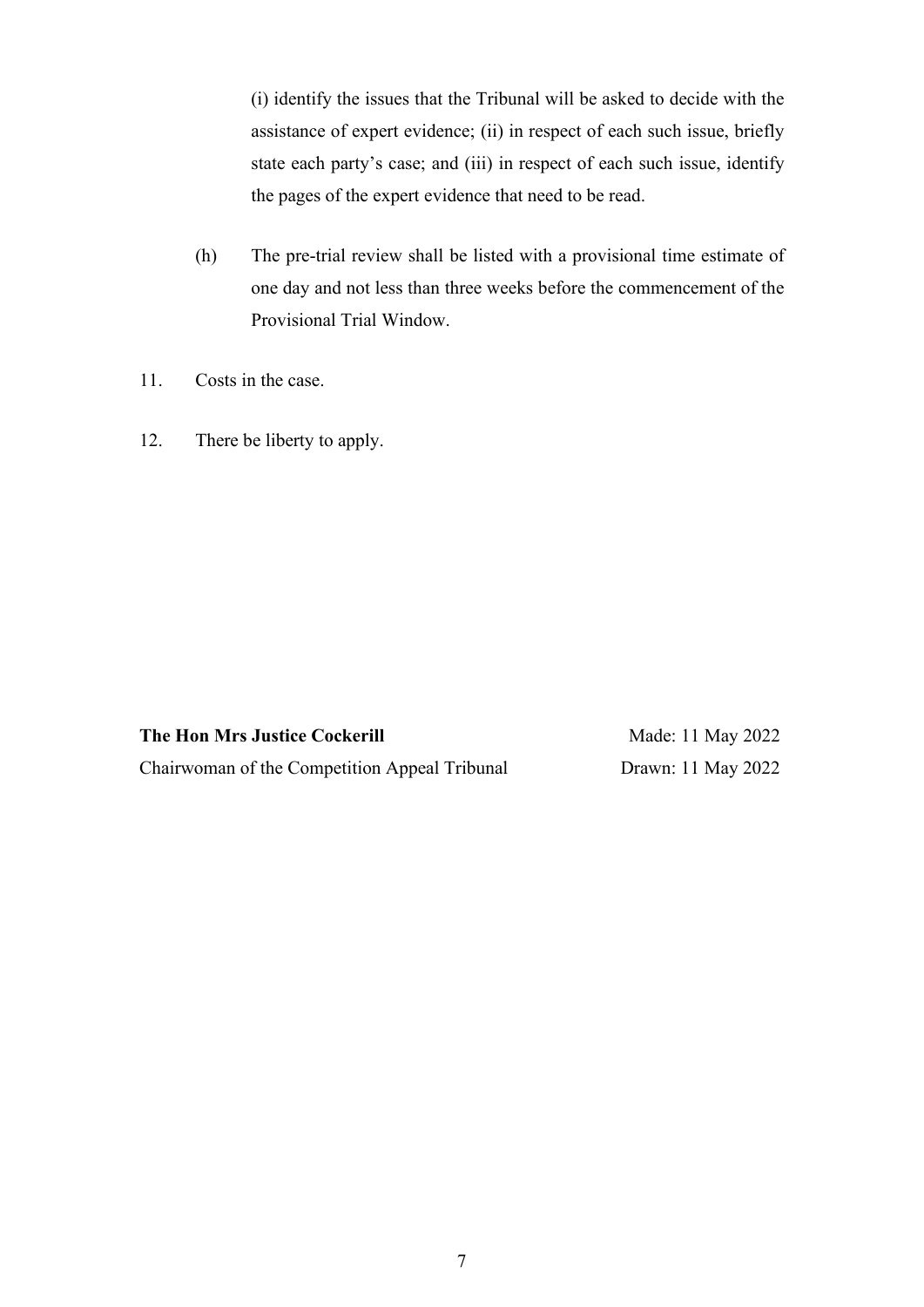(i) identify the issues that the Tribunal will be asked to decide with the assistance of expert evidence; (ii) in respect of each such issue, briefly state each party's case; and (iii) in respect of each such issue, identify the pages of the expert evidence that need to be read.

(h) The pre-trial review shall be listed with a provisional time estimate of one day and not less than three weeks before the commencement of the Provisional Trial Window.

11. Costs in the case.

12. There be liberty to apply.

**The Hon Mrs Justice Cockerill** — Made: 11 May 2022

Chairwoman of the Competition Appeal Tribunal — Drawn: 11 May 2022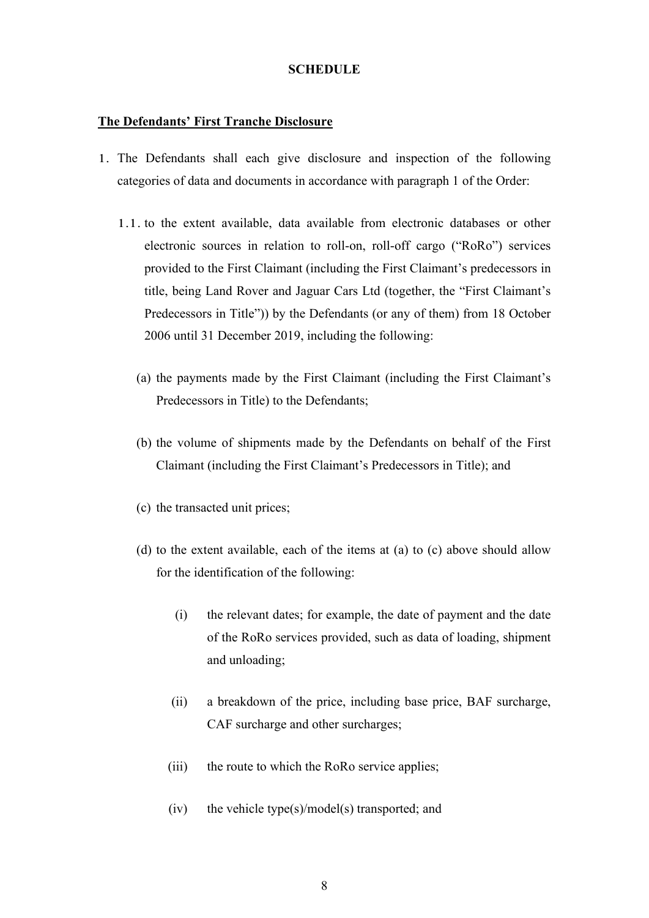**SCHEDULE**

**The Defendants' First Tranche Disclosure**

1. The Defendants shall each give disclosure and inspection of the following categories of data and documents in accordance with paragraph 1 of the Order:

   1.1. to the extent available, data available from electronic databases or other electronic sources in relation to roll-on, roll-off cargo ("RoRo") services provided to the First Claimant (including the First Claimant's predecessors in title, being Land Rover and Jaguar Cars Ltd (together, the "First Claimant's Predecessors in Title")) by the Defendants (or any of them) from 18 October 2006 until 31 December 2019, including the following:

      (a) the payments made by the First Claimant (including the First Claimant's Predecessors in Title) to the Defendants;

      (b) the volume of shipments made by the Defendants on behalf of the First Claimant (including the First Claimant's Predecessors in Title); and

      (c) the transacted unit prices;

      (d) to the extent available, each of the items at (a) to (c) above should allow for the identification of the following:

         (i) the relevant dates; for example, the date of payment and the date of the RoRo services provided, such as data of loading, shipment and unloading;

         (ii) a breakdown of the price, including base price, BAF surcharge, CAF surcharge and other surcharges;

         (iii) the route to which the RoRo service applies;

         (iv) the vehicle type(s)/model(s) transported; and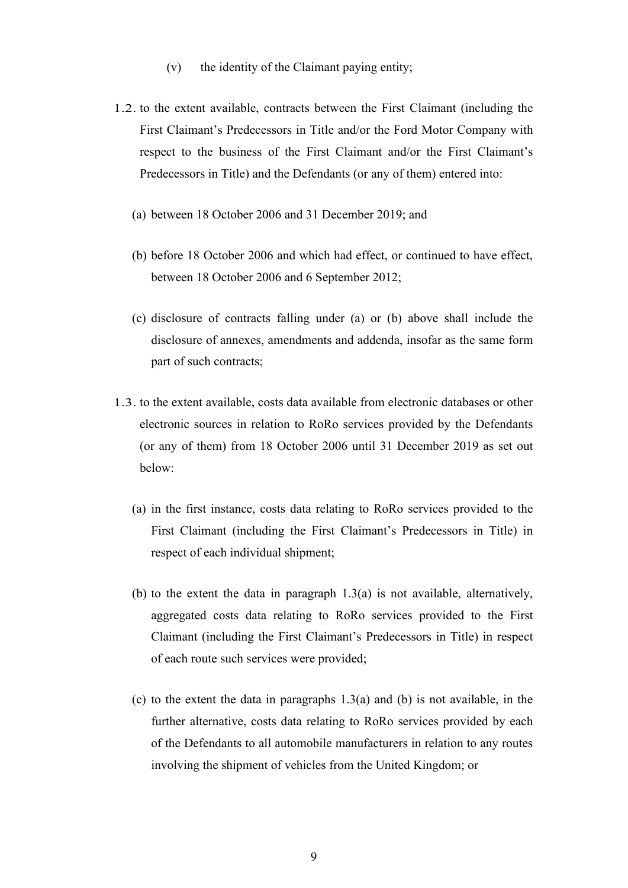(v) the identity of the Claimant paying entity;

1.2. to the extent available, contracts between the First Claimant (including the First Claimant's Predecessors in Title and/or the Ford Motor Company with respect to the business of the First Claimant and/or the First Claimant's Predecessors in Title) and the Defendants (or any of them) entered into:

(a) between 18 October 2006 and 31 December 2019; and

(b) before 18 October 2006 and which had effect, or continued to have effect, between 18 October 2006 and 6 September 2012;

(c) disclosure of contracts falling under (a) or (b) above shall include the disclosure of annexes, amendments and addenda, insofar as the same form part of such contracts;

1.3. to the extent available, costs data available from electronic databases or other electronic sources in relation to RoRo services provided by the Defendants (or any of them) from 18 October 2006 until 31 December 2019 as set out below:

(a) in the first instance, costs data relating to RoRo services provided to the First Claimant (including the First Claimant's Predecessors in Title) in respect of each individual shipment;

(b) to the extent the data in paragraph 1.3(a) is not available, alternatively, aggregated costs data relating to RoRo services provided to the First Claimant (including the First Claimant's Predecessors in Title) in respect of each route such services were provided;

(c) to the extent the data in paragraphs 1.3(a) and (b) is not available, in the further alternative, costs data relating to RoRo services provided by each of the Defendants to all automobile manufacturers in relation to any routes involving the shipment of vehicles from the United Kingdom; or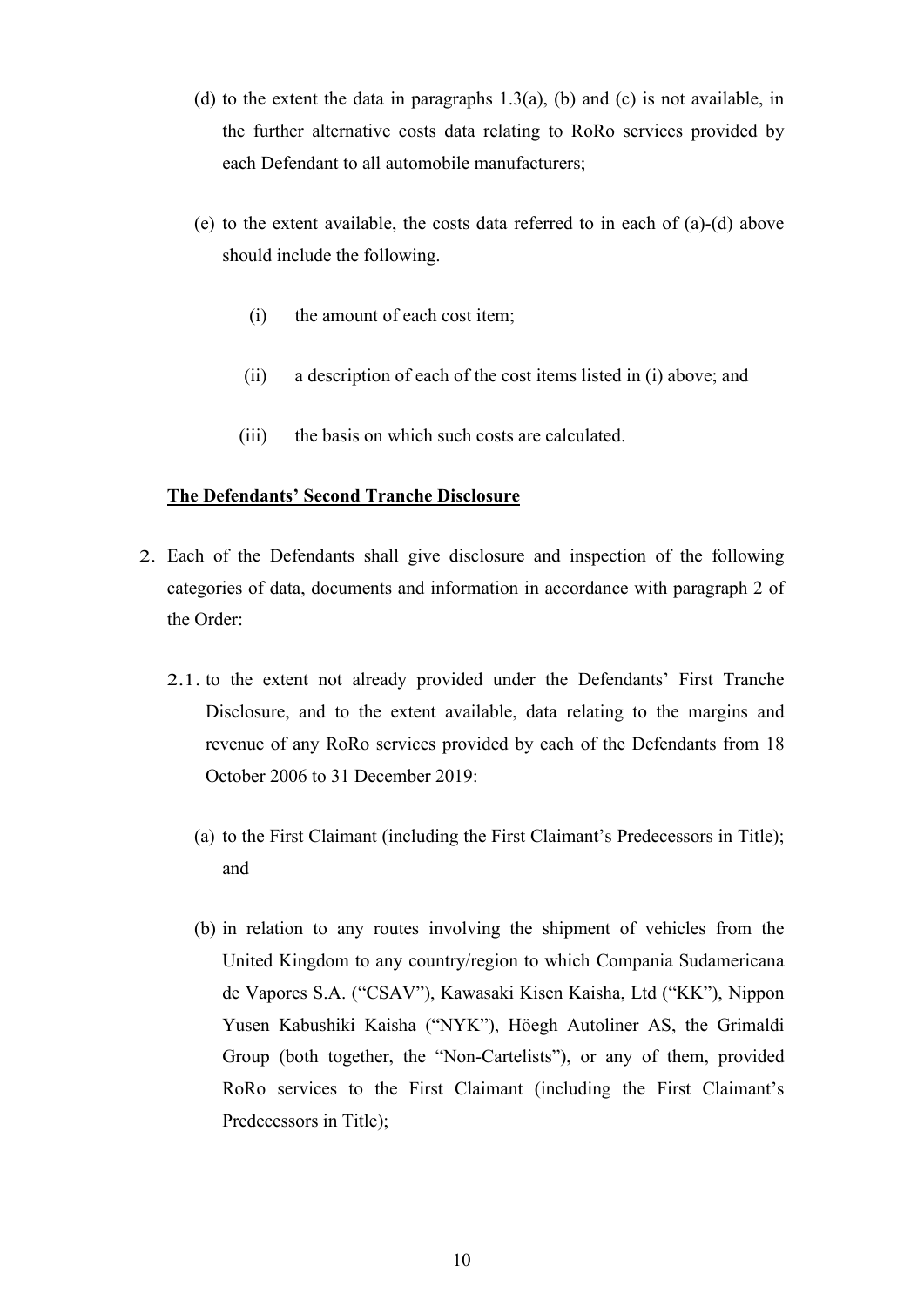(d) to the extent the data in paragraphs 1.3(a), (b) and (c) is not available, in the further alternative costs data relating to RoRo services provided by each Defendant to all automobile manufacturers;

(e) to the extent available, the costs data referred to in each of (a)-(d) above should include the following.

  (i) the amount of each cost item;

  (ii) a description of each of the cost items listed in (i) above; and

  (iii) the basis on which such costs are calculated.

**The Defendants' Second Tranche Disclosure**

2. Each of the Defendants shall give disclosure and inspection of the following categories of data, documents and information in accordance with paragraph 2 of the Order:

  2.1. to the extent not already provided under the Defendants' First Tranche Disclosure, and to the extent available, data relating to the margins and revenue of any RoRo services provided by each of the Defendants from 18 October 2006 to 31 December 2019:

  (a) to the First Claimant (including the First Claimant's Predecessors in Title); and

  (b) in relation to any routes involving the shipment of vehicles from the United Kingdom to any country/region to which Compania Sudamericana de Vapores S.A. ("CSAV"), Kawasaki Kisen Kaisha, Ltd ("KK"), Nippon Yusen Kabushiki Kaisha ("NYK"), Höegh Autoliner AS, the Grimaldi Group (both together, the "Non-Cartelists"), or any of them, provided RoRo services to the First Claimant (including the First Claimant's Predecessors in Title);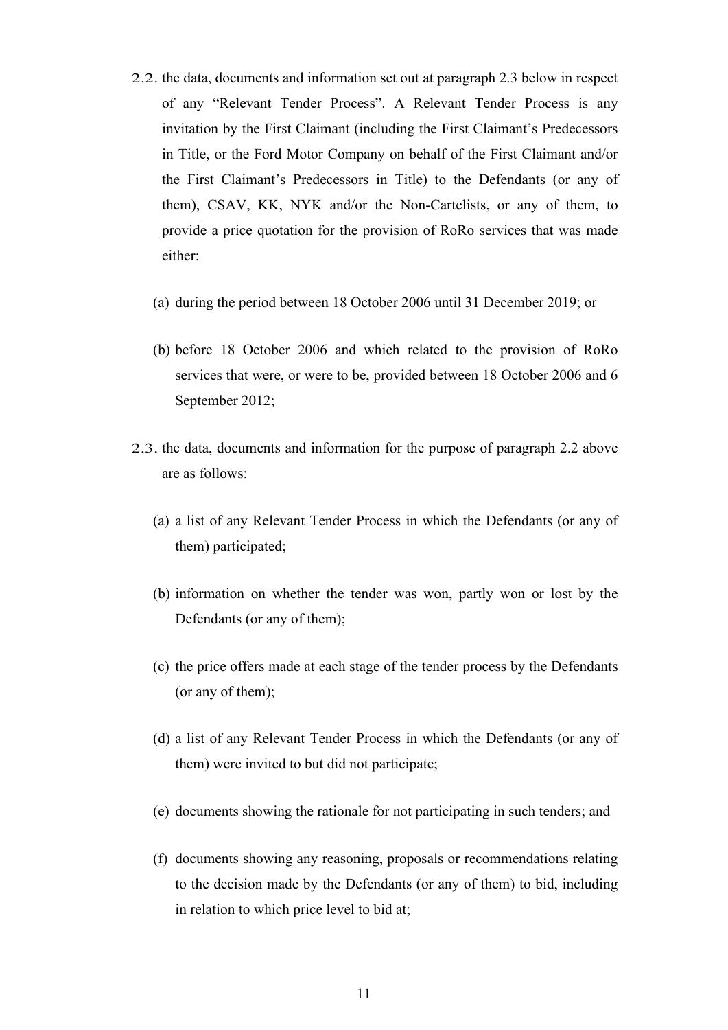2.2. the data, documents and information set out at paragraph 2.3 below in respect of any "Relevant Tender Process". A Relevant Tender Process is any invitation by the First Claimant (including the First Claimant's Predecessors in Title, or the Ford Motor Company on behalf of the First Claimant and/or the First Claimant's Predecessors in Title) to the Defendants (or any of them), CSAV, KK, NYK and/or the Non-Cartelists, or any of them, to provide a price quotation for the provision of RoRo services that was made either:

(a) during the period between 18 October 2006 until 31 December 2019; or

(b) before 18 October 2006 and which related to the provision of RoRo services that were, or were to be, provided between 18 October 2006 and 6 September 2012;

2.3. the data, documents and information for the purpose of paragraph 2.2 above are as follows:

(a) a list of any Relevant Tender Process in which the Defendants (or any of them) participated;

(b) information on whether the tender was won, partly won or lost by the Defendants (or any of them);

(c) the price offers made at each stage of the tender process by the Defendants (or any of them);

(d) a list of any Relevant Tender Process in which the Defendants (or any of them) were invited to but did not participate;

(e) documents showing the rationale for not participating in such tenders; and

(f) documents showing any reasoning, proposals or recommendations relating to the decision made by the Defendants (or any of them) to bid, including in relation to which price level to bid at;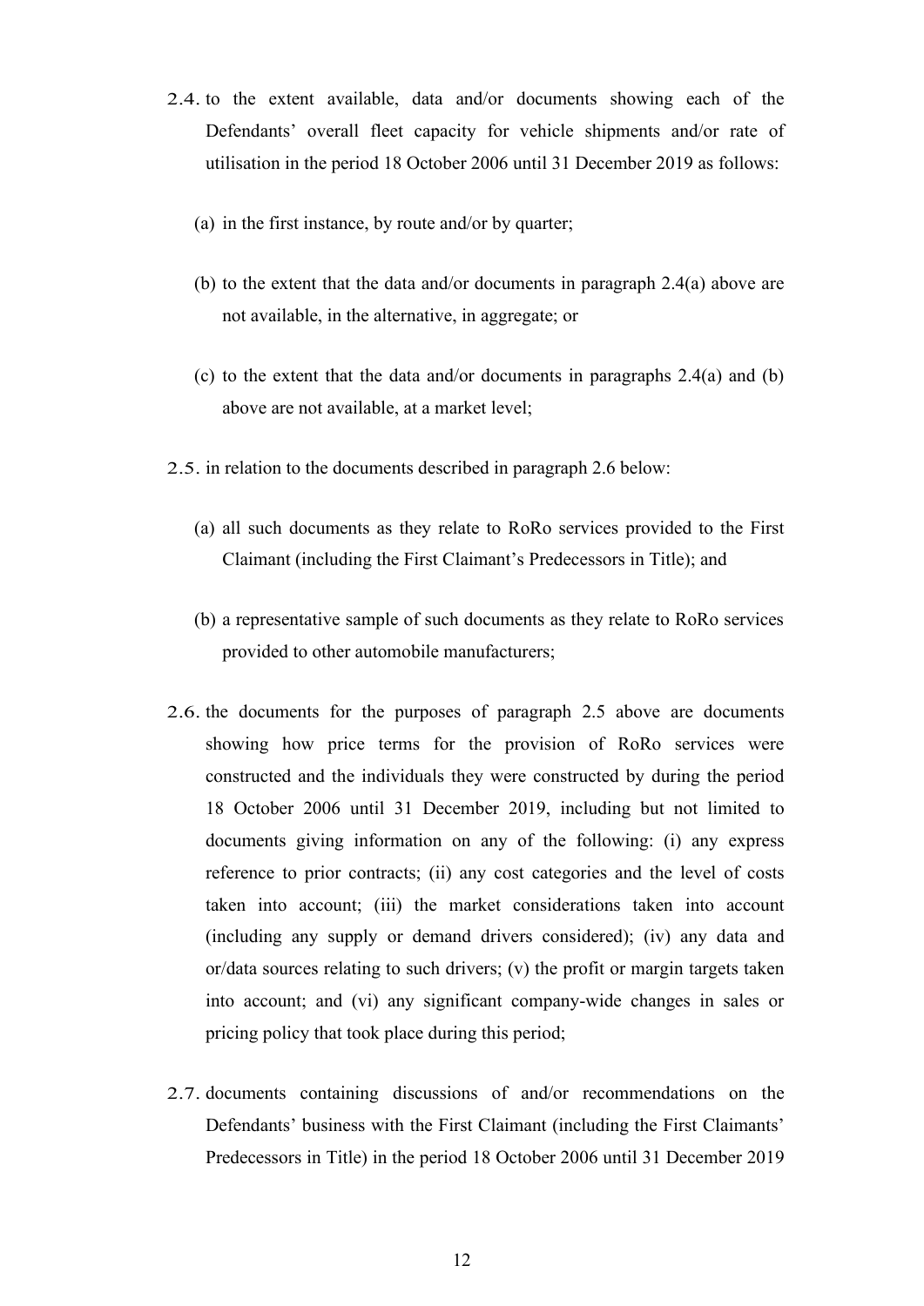2.4. to the extent available, data and/or documents showing each of the Defendants' overall fleet capacity for vehicle shipments and/or rate of utilisation in the period 18 October 2006 until 31 December 2019 as follows:

(a) in the first instance, by route and/or by quarter;

(b) to the extent that the data and/or documents in paragraph 2.4(a) above are not available, in the alternative, in aggregate; or

(c) to the extent that the data and/or documents in paragraphs 2.4(a) and (b) above are not available, at a market level;

2.5. in relation to the documents described in paragraph 2.6 below:

(a) all such documents as they relate to RoRo services provided to the First Claimant (including the First Claimant's Predecessors in Title); and

(b) a representative sample of such documents as they relate to RoRo services provided to other automobile manufacturers;

2.6. the documents for the purposes of paragraph 2.5 above are documents showing how price terms for the provision of RoRo services were constructed and the individuals they were constructed by during the period 18 October 2006 until 31 December 2019, including but not limited to documents giving information on any of the following: (i) any express reference to prior contracts; (ii) any cost categories and the level of costs taken into account; (iii) the market considerations taken into account (including any supply or demand drivers considered); (iv) any data and or/data sources relating to such drivers; (v) the profit or margin targets taken into account; and (vi) any significant company-wide changes in sales or pricing policy that took place during this period;

2.7. documents containing discussions of and/or recommendations on the Defendants' business with the First Claimant (including the First Claimants' Predecessors in Title) in the period 18 October 2006 until 31 December 2019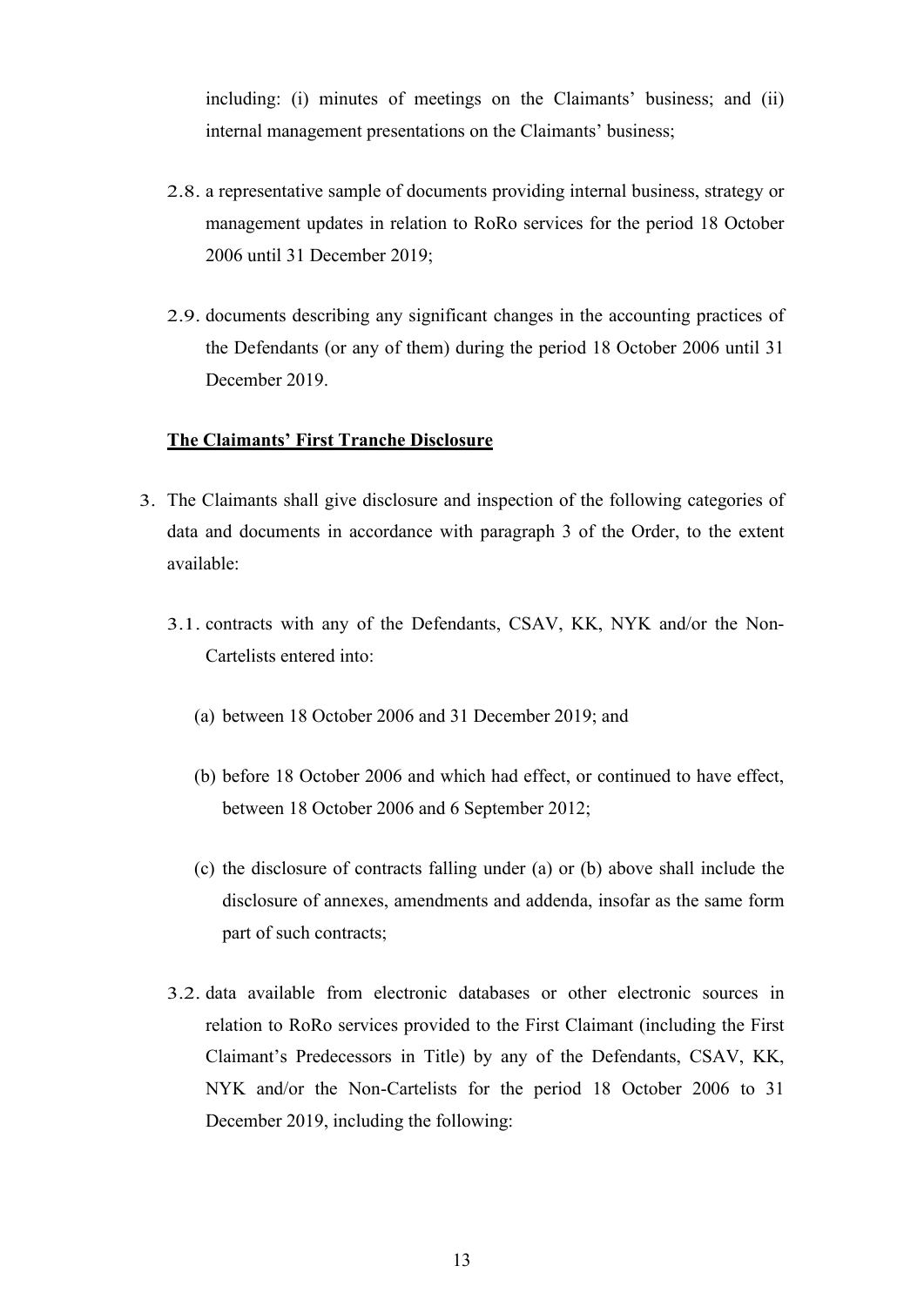including: (i) minutes of meetings on the Claimants' business; and (ii) internal management presentations on the Claimants' business;

2.8. a representative sample of documents providing internal business, strategy or management updates in relation to RoRo services for the period 18 October 2006 until 31 December 2019;

2.9. documents describing any significant changes in the accounting practices of the Defendants (or any of them) during the period 18 October 2006 until 31 December 2019.

**The Claimants' First Tranche Disclosure**

3. The Claimants shall give disclosure and inspection of the following categories of data and documents in accordance with paragraph 3 of the Order, to the extent available:

   3.1. contracts with any of the Defendants, CSAV, KK, NYK and/or the Non-Cartelists entered into:

      (a) between 18 October 2006 and 31 December 2019; and

      (b) before 18 October 2006 and which had effect, or continued to have effect, between 18 October 2006 and 6 September 2012;

      (c) the disclosure of contracts falling under (a) or (b) above shall include the disclosure of annexes, amendments and addenda, insofar as the same form part of such contracts;

   3.2. data available from electronic databases or other electronic sources in relation to RoRo services provided to the First Claimant (including the First Claimant's Predecessors in Title) by any of the Defendants, CSAV, KK, NYK and/or the Non-Cartelists for the period 18 October 2006 to 31 December 2019, including the following: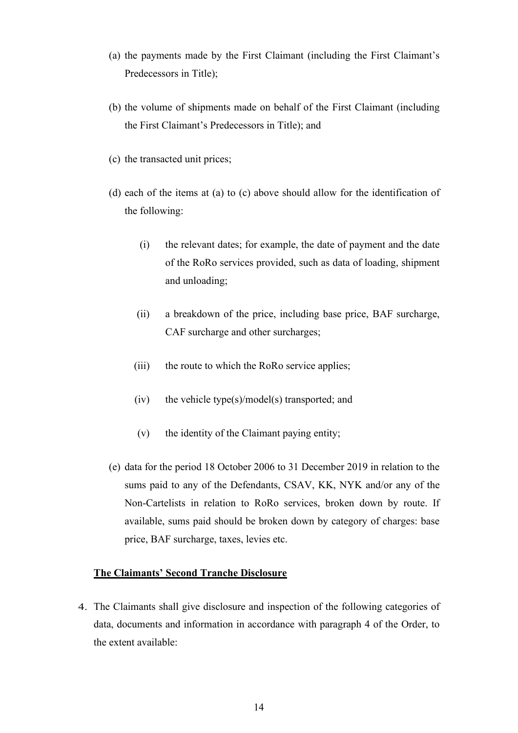(a) the payments made by the First Claimant (including the First Claimant's Predecessors in Title);

(b) the volume of shipments made on behalf of the First Claimant (including the First Claimant's Predecessors in Title); and

(c) the transacted unit prices;

(d) each of the items at (a) to (c) above should allow for the identification of the following:

   (i) the relevant dates; for example, the date of payment and the date of the RoRo services provided, such as data of loading, shipment and unloading;

   (ii) a breakdown of the price, including base price, BAF surcharge, CAF surcharge and other surcharges;

   (iii) the route to which the RoRo service applies;

   (iv) the vehicle type(s)/model(s) transported; and

   (v) the identity of the Claimant paying entity;

(e) data for the period 18 October 2006 to 31 December 2019 in relation to the sums paid to any of the Defendants, CSAV, KK, NYK and/or any of the Non-Cartelists in relation to RoRo services, broken down by route. If available, sums paid should be broken down by category of charges: base price, BAF surcharge, taxes, levies etc.

**The Claimants' Second Tranche Disclosure**

4. The Claimants shall give disclosure and inspection of the following categories of data, documents and information in accordance with paragraph 4 of the Order, to the extent available: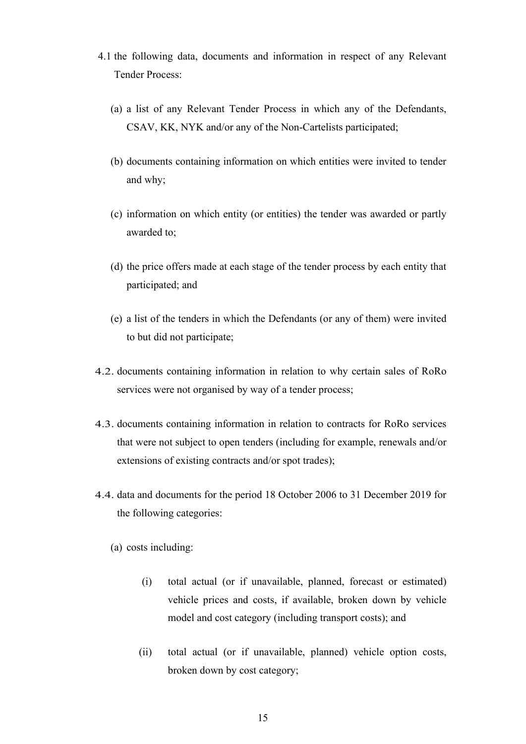4.1 the following data, documents and information in respect of any Relevant Tender Process:

(a) a list of any Relevant Tender Process in which any of the Defendants, CSAV, KK, NYK and/or any of the Non-Cartelists participated;

(b) documents containing information on which entities were invited to tender and why;

(c) information on which entity (or entities) the tender was awarded or partly awarded to;

(d) the price offers made at each stage of the tender process by each entity that participated; and

(e) a list of the tenders in which the Defendants (or any of them) were invited to but did not participate;

4.2. documents containing information in relation to why certain sales of RoRo services were not organised by way of a tender process;

4.3. documents containing information in relation to contracts for RoRo services that were not subject to open tenders (including for example, renewals and/or extensions of existing contracts and/or spot trades);

4.4. data and documents for the period 18 October 2006 to 31 December 2019 for the following categories:

(a) costs including:

(i) total actual (or if unavailable, planned, forecast or estimated) vehicle prices and costs, if available, broken down by vehicle model and cost category (including transport costs); and

(ii) total actual (or if unavailable, planned) vehicle option costs, broken down by cost category;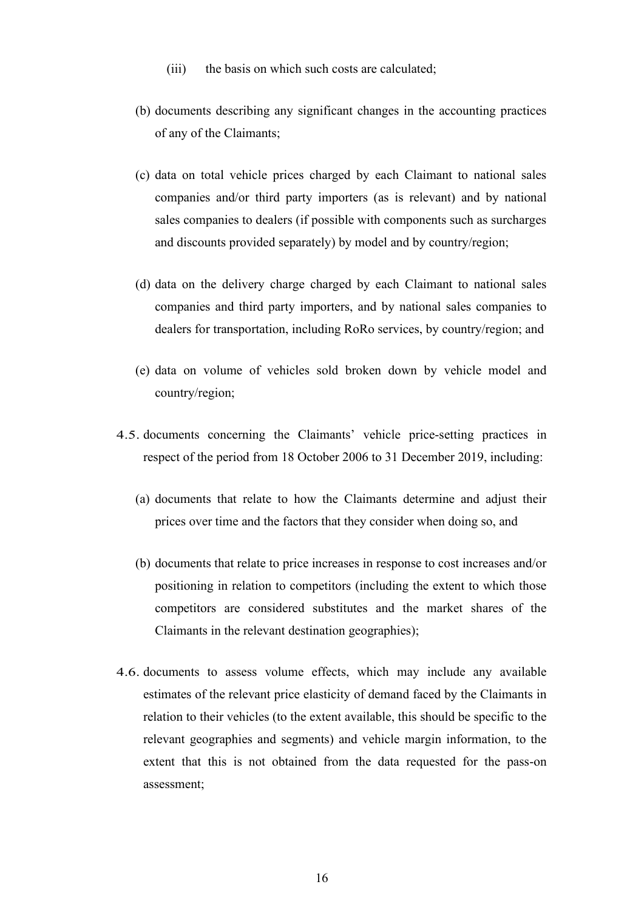(iii) the basis on which such costs are calculated;

(b) documents describing any significant changes in the accounting practices of any of the Claimants;

(c) data on total vehicle prices charged by each Claimant to national sales companies and/or third party importers (as is relevant) and by national sales companies to dealers (if possible with components such as surcharges and discounts provided separately) by model and by country/region;

(d) data on the delivery charge charged by each Claimant to national sales companies and third party importers, and by national sales companies to dealers for transportation, including RoRo services, by country/region; and

(e) data on volume of vehicles sold broken down by vehicle model and country/region;

4.5. documents concerning the Claimants' vehicle price-setting practices in respect of the period from 18 October 2006 to 31 December 2019, including:

(a) documents that relate to how the Claimants determine and adjust their prices over time and the factors that they consider when doing so, and

(b) documents that relate to price increases in response to cost increases and/or positioning in relation to competitors (including the extent to which those competitors are considered substitutes and the market shares of the Claimants in the relevant destination geographies);

4.6. documents to assess volume effects, which may include any available estimates of the relevant price elasticity of demand faced by the Claimants in relation to their vehicles (to the extent available, this should be specific to the relevant geographies and segments) and vehicle margin information, to the extent that this is not obtained from the data requested for the pass-on assessment;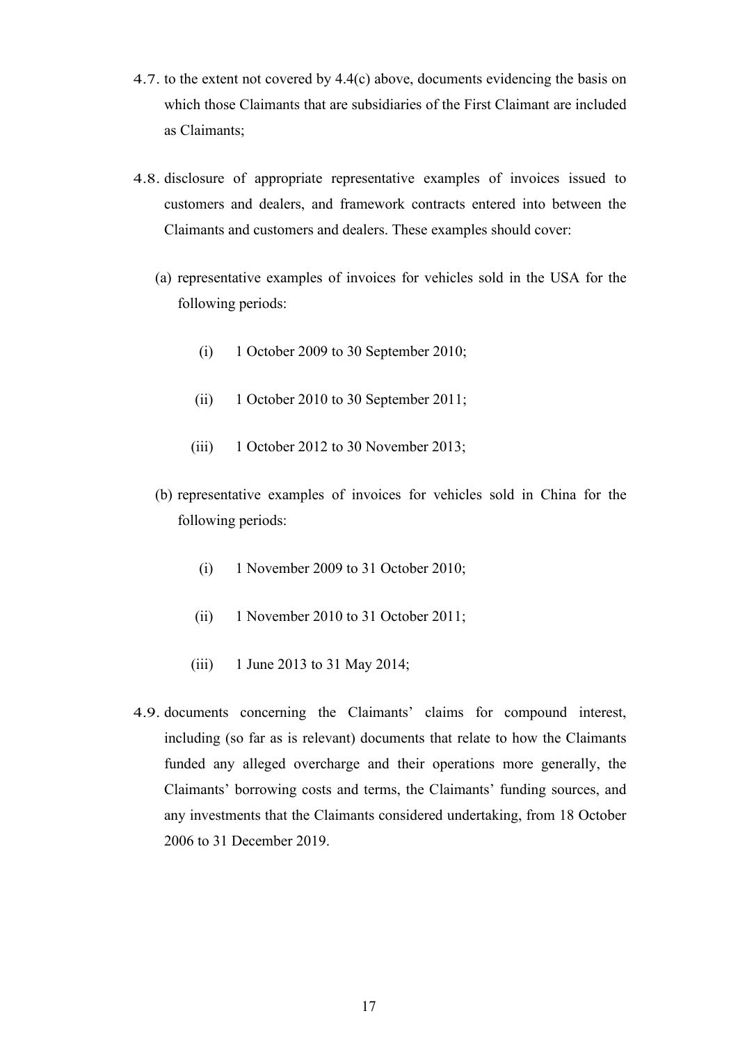4.7. to the extent not covered by 4.4(c) above, documents evidencing the basis on which those Claimants that are subsidiaries of the First Claimant are included as Claimants;

4.8. disclosure of appropriate representative examples of invoices issued to customers and dealers, and framework contracts entered into between the Claimants and customers and dealers. These examples should cover:

(a) representative examples of invoices for vehicles sold in the USA for the following periods:

(i) 1 October 2009 to 30 September 2010;

(ii) 1 October 2010 to 30 September 2011;

(iii) 1 October 2012 to 30 November 2013;

(b) representative examples of invoices for vehicles sold in China for the following periods:

(i) 1 November 2009 to 31 October 2010;

(ii) 1 November 2010 to 31 October 2011;

(iii) 1 June 2013 to 31 May 2014;

4.9. documents concerning the Claimants' claims for compound interest, including (so far as is relevant) documents that relate to how the Claimants funded any alleged overcharge and their operations more generally, the Claimants' borrowing costs and terms, the Claimants' funding sources, and any investments that the Claimants considered undertaking, from 18 October 2006 to 31 December 2019.